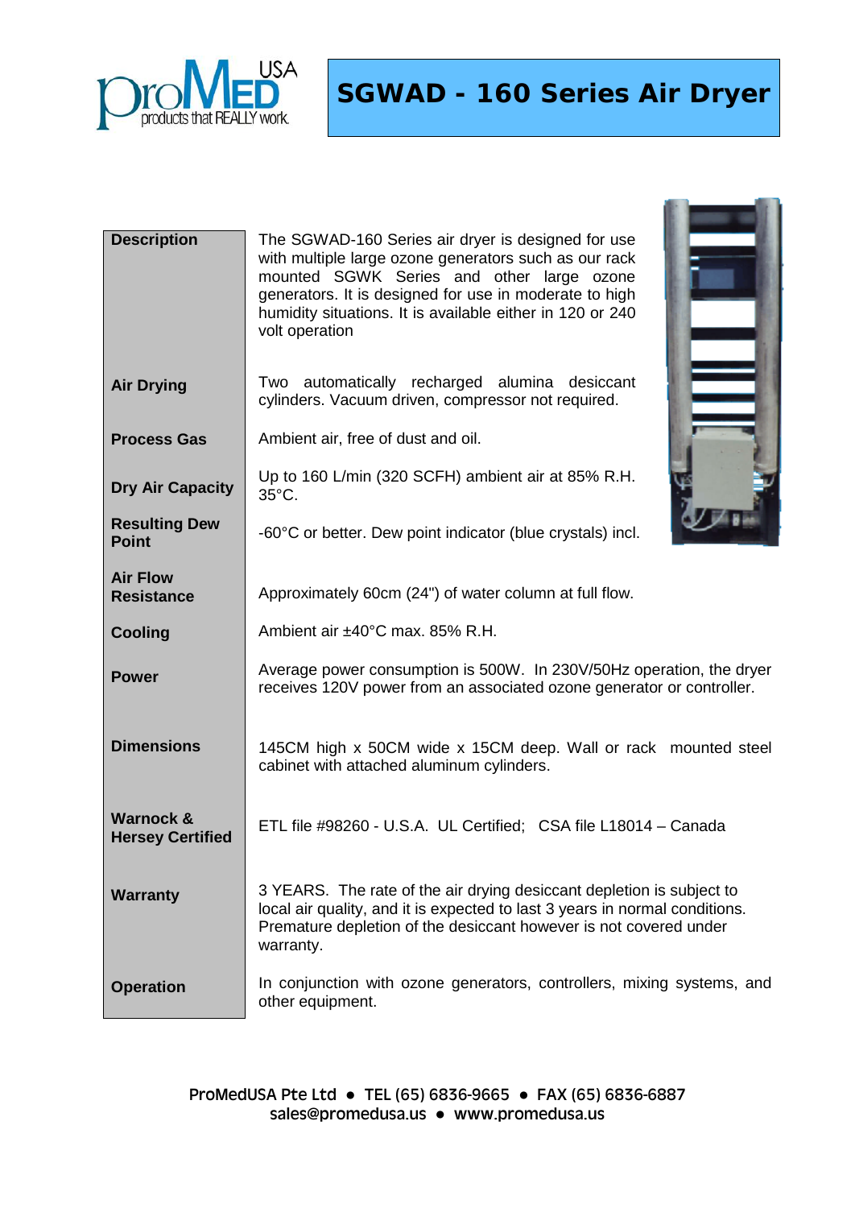# SGWAD - 160 Series Air Dryer

| | |
|---|---|
| **Description** | The SGWAD-160 Series air dryer is designed for use with multiple large ozone generators such as our rack mounted SGWK Series and other large ozone generators. It is designed for use in moderate to high humidity situations. It is available either in 120 or 240 volt operation |
| **Air Drying** | Two automatically recharged alumina desiccant cylinders. Vacuum driven, compressor not required. |
| **Process Gas** | Ambient air, free of dust and oil. |
| **Dry Air Capacity** | Up to 160 L/min (320 SCFH) ambient air at 85% R.H. 35°C. |
| **Resulting Dew Point** | -60°C or better. Dew point indicator (blue crystals) incl. |
| **Air Flow Resistance** | Approximately 60cm (24") of water column at full flow. |
| **Cooling** | Ambient air ±40°C max. 85% R.H. |
| **Power** | Average power consumption is 500W. In 230V/50Hz operation, the dryer receives 120V power from an associated ozone generator or controller. |
| **Dimensions** | 145CM high x 50CM wide x 15CM deep. Wall or rack mounted steel cabinet with attached aluminum cylinders. |
| **Warnock & Hersey Certified** | ETL file #98260 - U.S.A. UL Certified; CSA file L18014 – Canada |
| **Warranty** | 3 YEARS. The rate of the air drying desiccant depletion is subject to local air quality, and it is expected to last 3 years in normal conditions. Premature depletion of the desiccant however is not covered under warranty. |
| **Operation** | In conjunction with ozone generators, controllers, mixing systems, and other equipment. |

ProMedUSA Pte Ltd ● TEL (65) 6836-9665 ● FAX (65) 6836-6887
sales@promedusa.us ● www.promedusa.us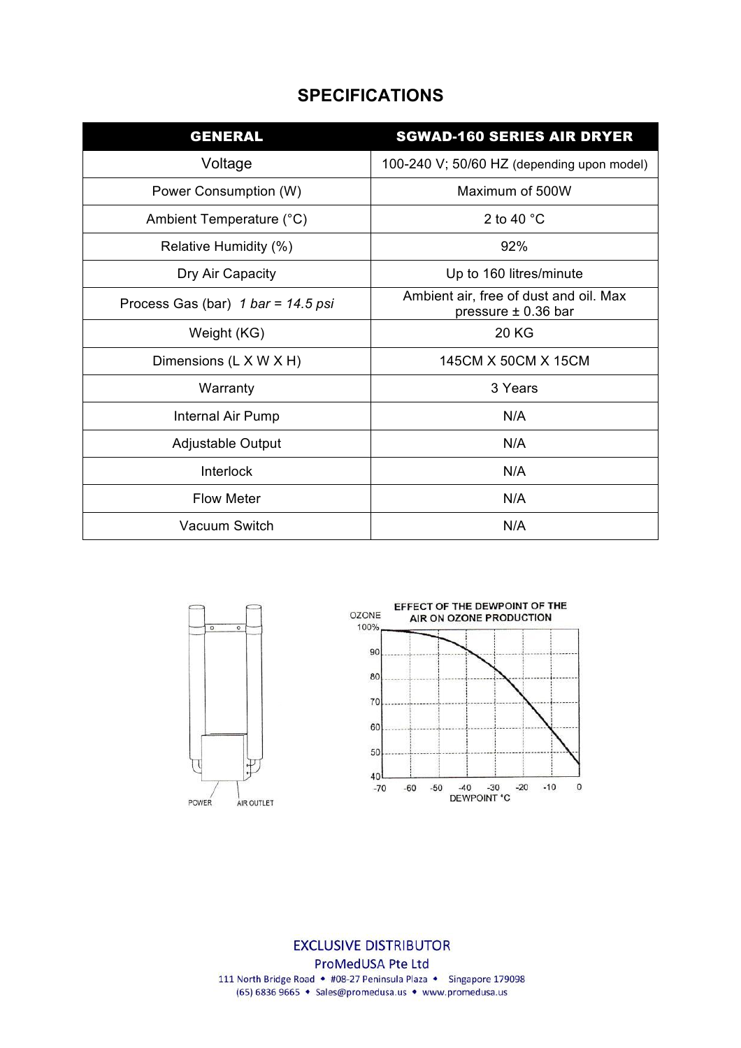## SPECIFICATIONS

| GENERAL | SGWAD-160 SERIES AIR DRYER |
|---|---|
| Voltage | 100-240 V; 50/60 HZ (depending upon model) |
| Power Consumption (W) | Maximum of 500W |
| Ambient Temperature (°C) | 2 to 40 °C |
| Relative Humidity (%) | 92% |
| Dry Air Capacity | Up to 160 litres/minute |
| Process Gas (bar) *1 bar = 14.5 psi* | Ambient air, free of dust and oil. Max pressure ± 0.36 bar |
| Weight (KG) | 20 KG |
| Dimensions (L X W X H) | 145CM X 50CM X 15CM |
| Warranty | 3 Years |
| Internal Air Pump | N/A |
| Adjustable Output | N/A |
| Interlock | N/A |
| Flow Meter | N/A |
| Vacuum Switch | N/A |

POWER

AIR OUTLET

EFFECT OF THE DEWPOINT OF THE AIR ON OZONE PRODUCTION

OZONE

100%

90

80

70

60

50

40

-70 -60 -50 -40 -30 -20 -10 0

DEWPOINT °C